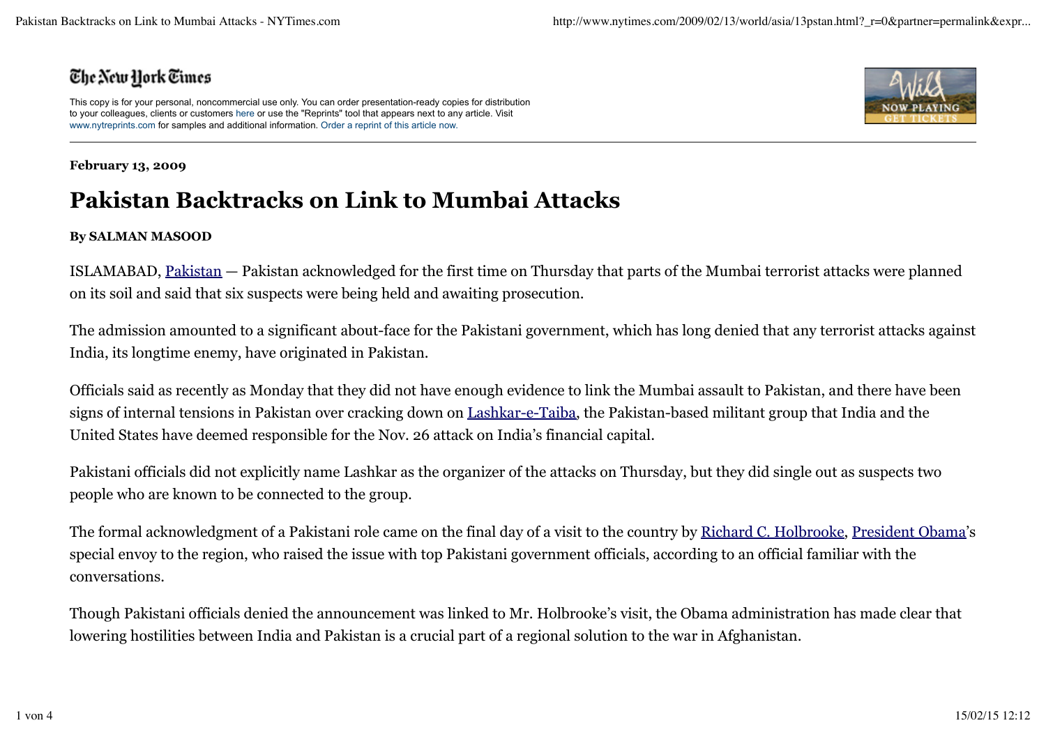The New York Times

This copy is for your personal, noncommercial use only. You can order presentation-ready copies for distribution to your colleagues, clients or customers here or use the "Reprints" tool that appears next to any article. Visit www.nytreprints.com for samples and additional information. Order a reprint of this article now.

**February 13, 2009**

# Pakistan Backtracks on Link to Mumbai Attacks

**By SALMAN MASOOD**

ISLAMABAD, Pakistan — Pakistan acknowledged for the first time on Thursday that parts of the Mumbai terrorist attacks were planned on its soil and said that six suspects were being held and awaiting prosecution.

The admission amounted to a significant about-face for the Pakistani government, which has long denied that any terrorist attacks against India, its longtime enemy, have originated in Pakistan.

Officials said as recently as Monday that they did not have enough evidence to link the Mumbai assault to Pakistan, and there have been signs of internal tensions in Pakistan over cracking down on Lashkar-e-Taiba, the Pakistan-based militant group that India and the United States have deemed responsible for the Nov. 26 attack on India's financial capital.

Pakistani officials did not explicitly name Lashkar as the organizer of the attacks on Thursday, but they did single out as suspects two people who are known to be connected to the group.

The formal acknowledgment of a Pakistani role came on the final day of a visit to the country by Richard C. Holbrooke, President Obama's special envoy to the region, who raised the issue with top Pakistani government officials, according to an official familiar with the conversations.

Though Pakistani officials denied the announcement was linked to Mr. Holbrooke's visit, the Obama administration has made clear that lowering hostilities between India and Pakistan is a crucial part of a regional solution to the war in Afghanistan.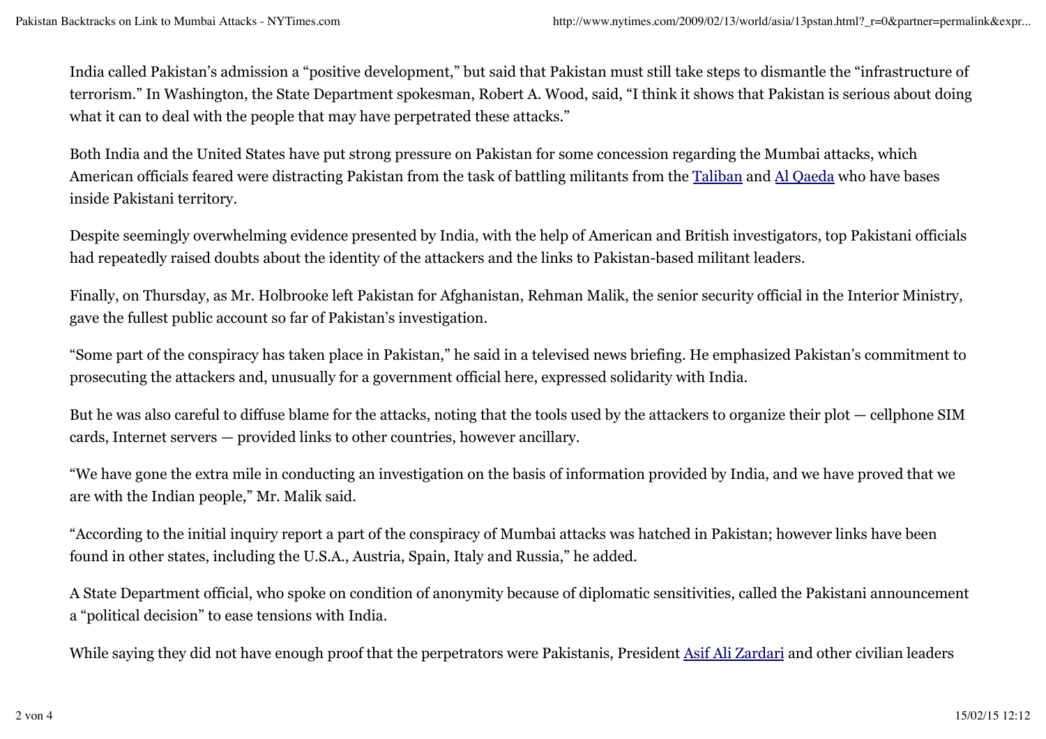India called Pakistan's admission a "positive development," but said that Pakistan must still take steps to dismantle the "infrastructure of terrorism." In Washington, the State Department spokesman, Robert A. Wood, said, "I think it shows that Pakistan is serious about doing what it can to deal with the people that may have perpetrated these attacks."

Both India and the United States have put strong pressure on Pakistan for some concession regarding the Mumbai attacks, which American officials feared were distracting Pakistan from the task of battling militants from the Taliban and Al Qaeda who have bases inside Pakistani territory.

Despite seemingly overwhelming evidence presented by India, with the help of American and British investigators, top Pakistani officials had repeatedly raised doubts about the identity of the attackers and the links to Pakistan-based militant leaders.

Finally, on Thursday, as Mr. Holbrooke left Pakistan for Afghanistan, Rehman Malik, the senior security official in the Interior Ministry, gave the fullest public account so far of Pakistan's investigation.

"Some part of the conspiracy has taken place in Pakistan," he said in a televised news briefing. He emphasized Pakistan's commitment to prosecuting the attackers and, unusually for a government official here, expressed solidarity with India.

But he was also careful to diffuse blame for the attacks, noting that the tools used by the attackers to organize their plot — cellphone SIM cards, Internet servers — provided links to other countries, however ancillary.

"We have gone the extra mile in conducting an investigation on the basis of information provided by India, and we have proved that we are with the Indian people," Mr. Malik said.

"According to the initial inquiry report a part of the conspiracy of Mumbai attacks was hatched in Pakistan; however links have been found in other states, including the U.S.A., Austria, Spain, Italy and Russia," he added.

A State Department official, who spoke on condition of anonymity because of diplomatic sensitivities, called the Pakistani announcement a "political decision" to ease tensions with India.

While saying they did not have enough proof that the perpetrators were Pakistanis, President Asif Ali Zardari and other civilian leaders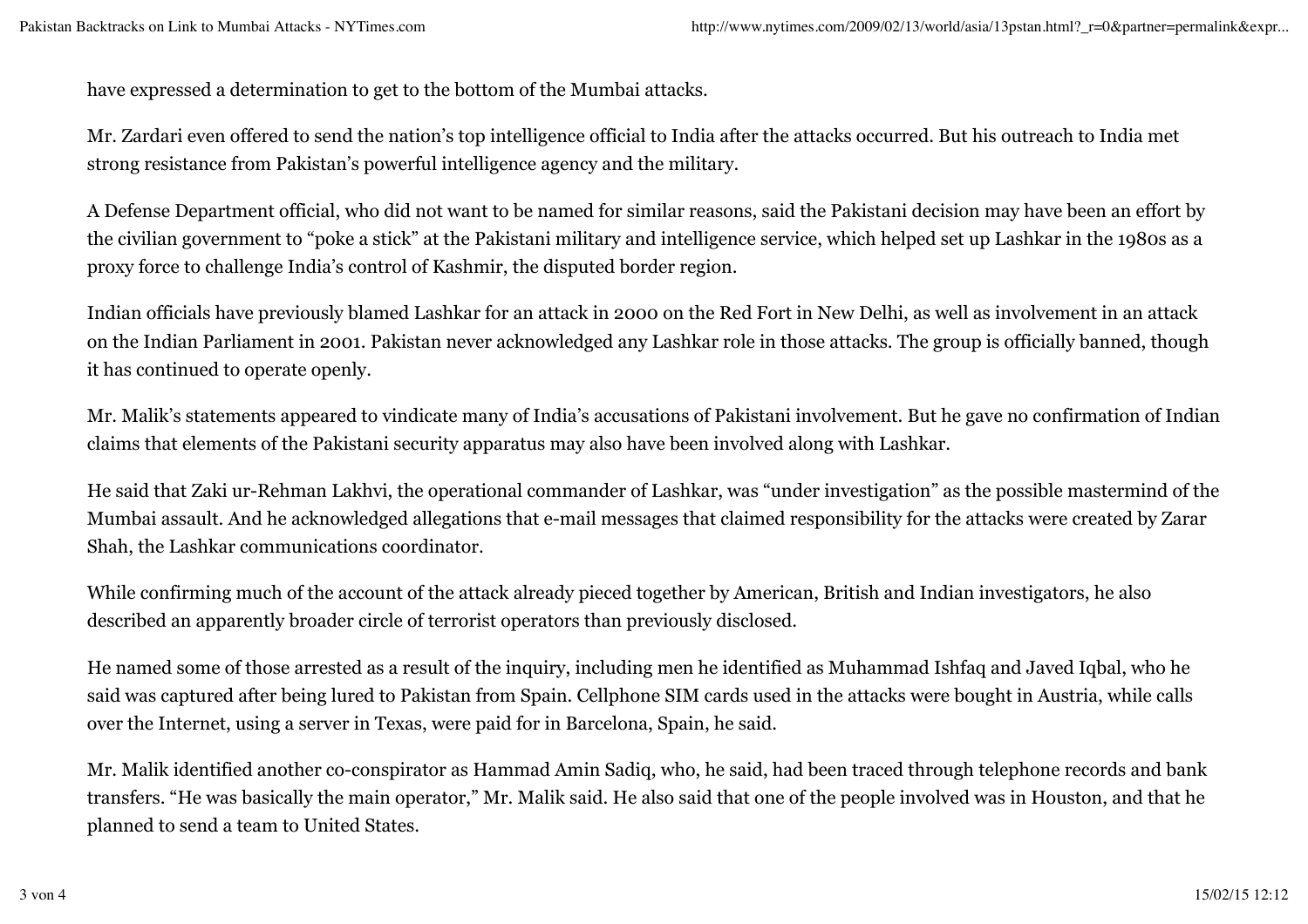have expressed a determination to get to the bottom of the Mumbai attacks.

Mr. Zardari even offered to send the nation's top intelligence official to India after the attacks occurred. But his outreach to India met strong resistance from Pakistan's powerful intelligence agency and the military.

A Defense Department official, who did not want to be named for similar reasons, said the Pakistani decision may have been an effort by the civilian government to "poke a stick" at the Pakistani military and intelligence service, which helped set up Lashkar in the 1980s as a proxy force to challenge India's control of Kashmir, the disputed border region.

Indian officials have previously blamed Lashkar for an attack in 2000 on the Red Fort in New Delhi, as well as involvement in an attack on the Indian Parliament in 2001. Pakistan never acknowledged any Lashkar role in those attacks. The group is officially banned, though it has continued to operate openly.

Mr. Malik's statements appeared to vindicate many of India's accusations of Pakistani involvement. But he gave no confirmation of Indian claims that elements of the Pakistani security apparatus may also have been involved along with Lashkar.

He said that Zaki ur-Rehman Lakhvi, the operational commander of Lashkar, was "under investigation" as the possible mastermind of the Mumbai assault. And he acknowledged allegations that e-mail messages that claimed responsibility for the attacks were created by Zarar Shah, the Lashkar communications coordinator.

While confirming much of the account of the attack already pieced together by American, British and Indian investigators, he also described an apparently broader circle of terrorist operators than previously disclosed.

He named some of those arrested as a result of the inquiry, including men he identified as Muhammad Ishfaq and Javed Iqbal, who he said was captured after being lured to Pakistan from Spain. Cellphone SIM cards used in the attacks were bought in Austria, while calls over the Internet, using a server in Texas, were paid for in Barcelona, Spain, he said.

Mr. Malik identified another co-conspirator as Hammad Amin Sadiq, who, he said, had been traced through telephone records and bank transfers. "He was basically the main operator," Mr. Malik said. He also said that one of the people involved was in Houston, and that he planned to send a team to United States.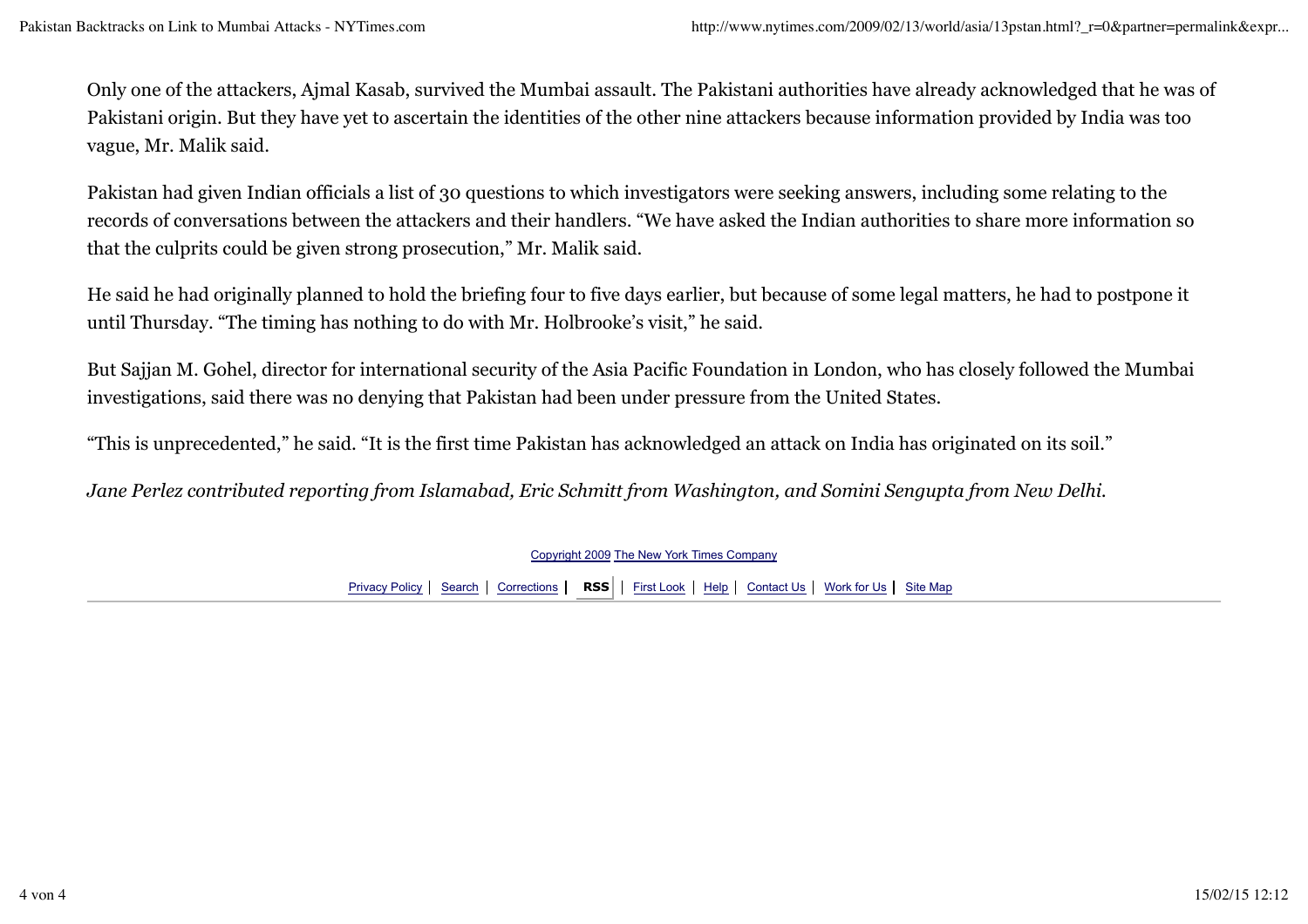Only one of the attackers, Ajmal Kasab, survived the Mumbai assault. The Pakistani authorities have already acknowledged that he was of Pakistani origin. But they have yet to ascertain the identities of the other nine attackers because information provided by India was too vague, Mr. Malik said.

Pakistan had given Indian officials a list of 30 questions to which investigators were seeking answers, including some relating to the records of conversations between the attackers and their handlers. “We have asked the Indian authorities to share more information so that the culprits could be given strong prosecution,” Mr. Malik said.

He said he had originally planned to hold the briefing four to five days earlier, but because of some legal matters, he had to postpone it until Thursday. “The timing has nothing to do with Mr. Holbrooke’s visit,” he said.

But Sajjan M. Gohel, director for international security of the Asia Pacific Foundation in London, who has closely followed the Mumbai investigations, said there was no denying that Pakistan had been under pressure from the United States.

“This is unprecedented,” he said. “It is the first time Pakistan has acknowledged an attack on India has originated on its soil.”

*Jane Perlez contributed reporting from Islamabad, Eric Schmitt from Washington, and Somini Sengupta from New Delhi.*

Copyright 2009 The New York Times Company

Privacy Policy | Search | Corrections | RSS | First Look | Help | Contact Us | Work for Us | Site Map